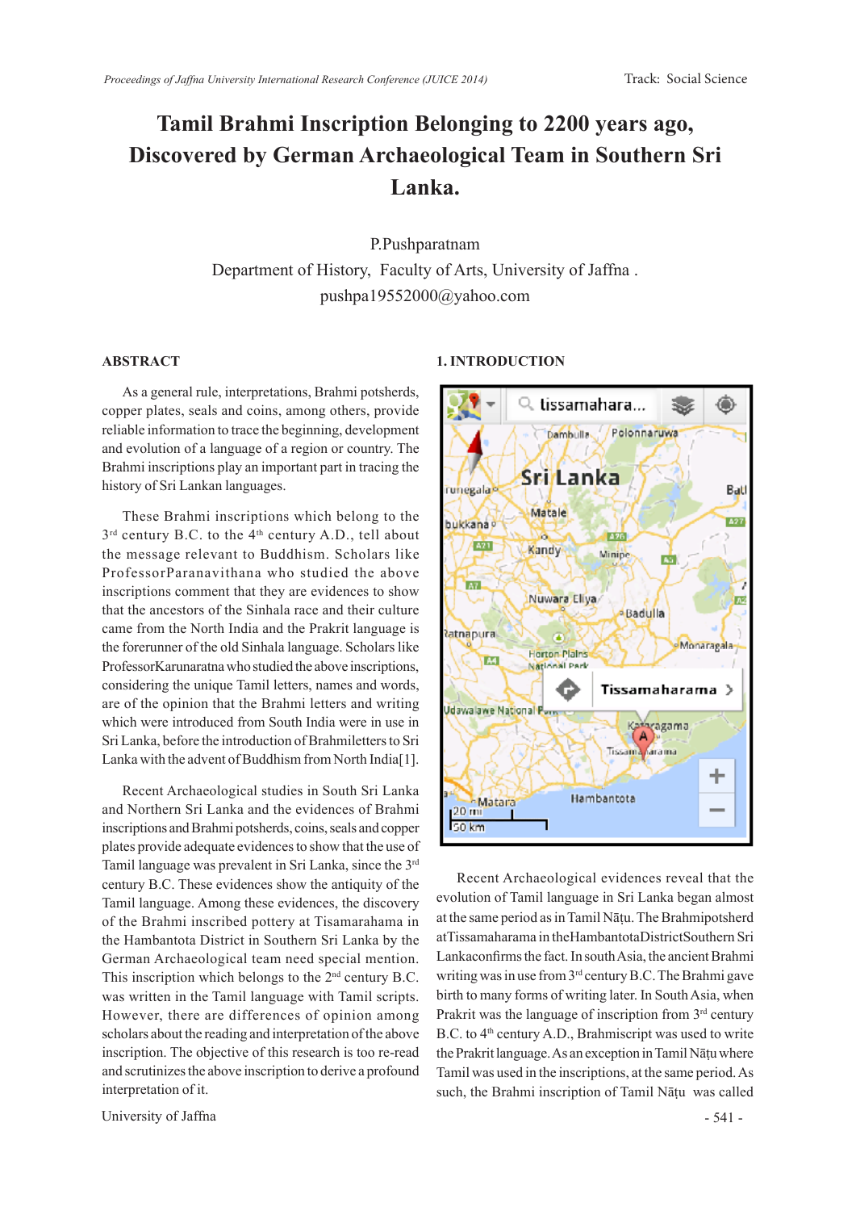# Tamil Brahmi Inscription Belonging to 2200 years ago, Discovered by German Archaeological Team in Southern Sri Lanka.

P.Pushparatnam

Department of History, Faculty of Arts, University of Jaffna .

pushpa19552000@yahoo.com

## ABSTRACT

As a general rule, interpretations, Brahmi potsherds, copper plates, seals and coins, among others, provide reliable information to trace the beginning, development and evolution of a language of a region or country. The Brahmi inscriptions play an important part in tracing the history of Sri Lankan languages.

These Brahmi inscriptions which belong to the 3rd century B.C. to the 4th century A.D., tell about the message relevant to Buddhism. Scholars like ProfessorParanavithana who studied the above inscriptions comment that they are evidences to show that the ancestors of the Sinhala race and their culture came from the North India and the Prakrit language is the forerunner of the old Sinhala language. Scholars like ProfessorKarunaratna who studied the above inscriptions, considering the unique Tamil letters, names and words, are of the opinion that the Brahmi letters and writing which were introduced from South India were in use in Sri Lanka, before the introduction of Brahmiletters to Sri Lanka with the advent of Buddhism from North India[1].

Recent Archaeological studies in South Sri Lanka and Northern Sri Lanka and the evidences of Brahmi inscriptions and Brahmi potsherds, coins, seals and copper plates provide adequate evidences to show that the use of Tamil language was prevalent in Sri Lanka, since the 3rd century B.C. These evidences show the antiquity of the Tamil language. Among these evidences, the discovery of the Brahmi inscribed pottery at Tisamarahama in the Hambantota District in Southern Sri Lanka by the German Archaeological team need special mention. This inscription which belongs to the 2nd century B.C. was written in the Tamil language with Tamil scripts. However, there are differences of opinion among scholars about the reading and interpretation of the above inscription. The objective of this research is too re-read and scrutinizes the above inscription to derive a profound interpretation of it.

University of Jaffna

## 1. INTRODUCTION

Recent Archaeological evidences reveal that the evolution of Tamil language in Sri Lanka began almost at the same period as in Tamil Nāṭu. The Brahmipotsherd atTissamaharama in theHambantotaDistrictSouthern Sri Lankaconfirms the fact. In south Asia, the ancient Brahmi writing was in use from 3rd century B.C. The Brahmi gave birth to many forms of writing later. In South Asia, when Prakrit was the language of inscription from 3rd century B.C. to 4th century A.D., Brahmiscript was used to write the Prakrit language. As an exception in Tamil Nāṭu where Tamil was used in the inscriptions, at the same period. As such, the Brahmi inscription of Tamil Nāṭu was called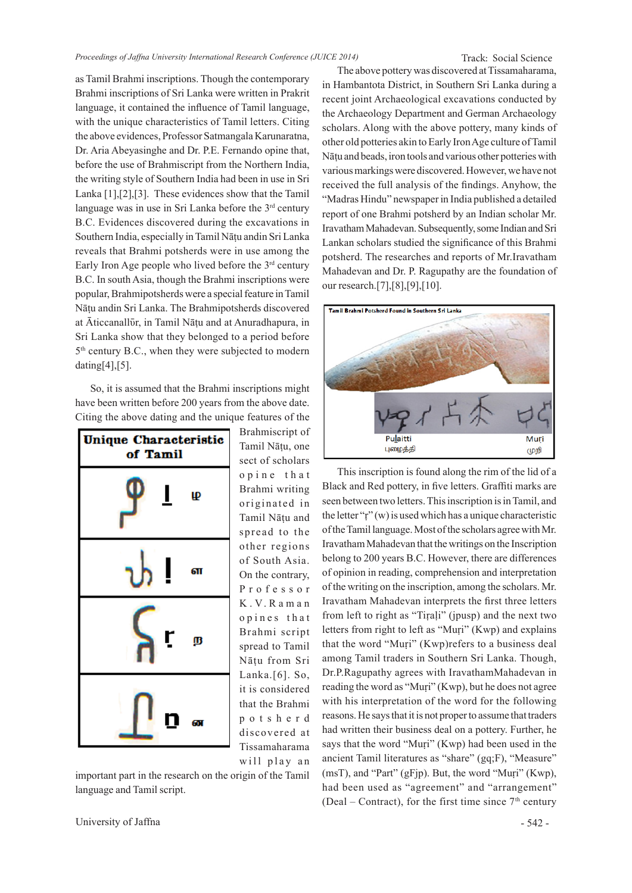as Tamil Brahmi inscriptions. Though the contemporary Brahmi inscriptions of Sri Lanka were written in Prakrit language, it contained the influence of Tamil language, with the unique characteristics of Tamil letters. Citing the above evidences, Professor Satmangala Karunaratna, Dr. Aria Abeyasinghe and Dr. P.E. Fernando opine that, before the use of Brahmiscript from the Northern India, the writing style of Southern India had been in use in Sri Lanka [1],[2],[3]. These evidences show that the Tamil language was in use in Sri Lanka before the 3rd century B.C. Evidences discovered during the excavations in Southern India, especially in Tamil Nāṭu andin Sri Lanka reveals that Brahmi potsherds were in use among the Early Iron Age people who lived before the 3rd century B.C. In south Asia, though the Brahmi inscriptions were popular, Brahmipotsherds were a special feature in Tamil Nāṭu andin Sri Lanka. The Brahmipotsherds discovered at Āticcanallūr, in Tamil Nāṭu and at Anuradhapura, in Sri Lanka show that they belonged to a period before 5th century B.C., when they were subjected to modern dating[4],[5].

So, it is assumed that the Brahmi inscriptions might have been written before 200 years from the above date. Citing the above dating and the unique features of the Brahmiscript of Tamil Nāṭu, one sect of scholars opine that Brahmi writing originated in Tamil Nāṭu and spread to the other regions of South Asia. On the contrary, Professor K.V.Raman opines that Brahmi script spread to Tamil Nāṭu from Sri Lanka.[6]. So, it is considered that the Brahmi potsherd discovered at Tissamaharama will play an important part in the research on the origin of the Tamil language and Tamil script.

| Unique Characteristic of Tamil |
| --- |
| ḻ ழ |
| ḷ ள |
| ṟ ற |
| ṉ ன |

The above pottery was discovered at Tissamaharama, in Hambantota District, in Southern Sri Lanka during a recent joint Archaeological excavations conducted by the Archaeology Department and German Archaeology scholars. Along with the above pottery, many kinds of other old potteries akin to Early Iron Age culture of Tamil Nāṭu and beads, iron tools and various other potteries with various markings were discovered. However, we have not received the full analysis of the findings. Anyhow, the "Madras Hindu" newspaper in India published a detailed report of one Brahmi potsherd by an Indian scholar Mr. Iravatham Mahadevan. Subsequently, some Indian and Sri Lankan scholars studied the significance of this Brahmi potsherd. The researches and reports of Mr.Iravatham Mahadevan and Dr. P. Ragupathy are the foundation of our research.[7],[8],[9],[10].

Tamil Brahmi Potsherd Found in Southern Sri Lanka

Puḻaitti புழைத்தி    Muṟi முறி

This inscription is found along the rim of the lid of a Black and Red pottery, in five letters. Graffiti marks are seen between two letters. This inscription is in Tamil, and the letter "ṟ" (w) is used which has a unique characteristic of the Tamil language. Most of the scholars agree with Mr. Iravatham Mahadevan that the writings on the Inscription belong to 200 years B.C. However, there are differences of opinion in reading, comprehension and interpretation of the writing on the inscription, among the scholars. Mr. Iravatham Mahadevan interprets the first three letters from left to right as "Tiraḷi" (jpusp) and the next two letters from right to left as "Muṟi" (Kwp) and explains that the word "Muṟi" (Kwp)refers to a business deal among Tamil traders in Southern Sri Lanka. Though, Dr.P.Ragupathy agrees with IravathamMahadevan in reading the word as "Muṟi" (Kwp), but he does not agree with his interpretation of the word for the following reasons. He says that it is not proper to assume that traders had written their business deal on a pottery. Further, he says that the word "Muṟi" (Kwp) had been used in the ancient Tamil literatures as "share" (gq;F), "Measure" (msT), and "Part" (gFjp). But, the word "Muṟi" (Kwp), had been used as "agreement" and "arrangement" (Deal – Contract), for the first time since 7th century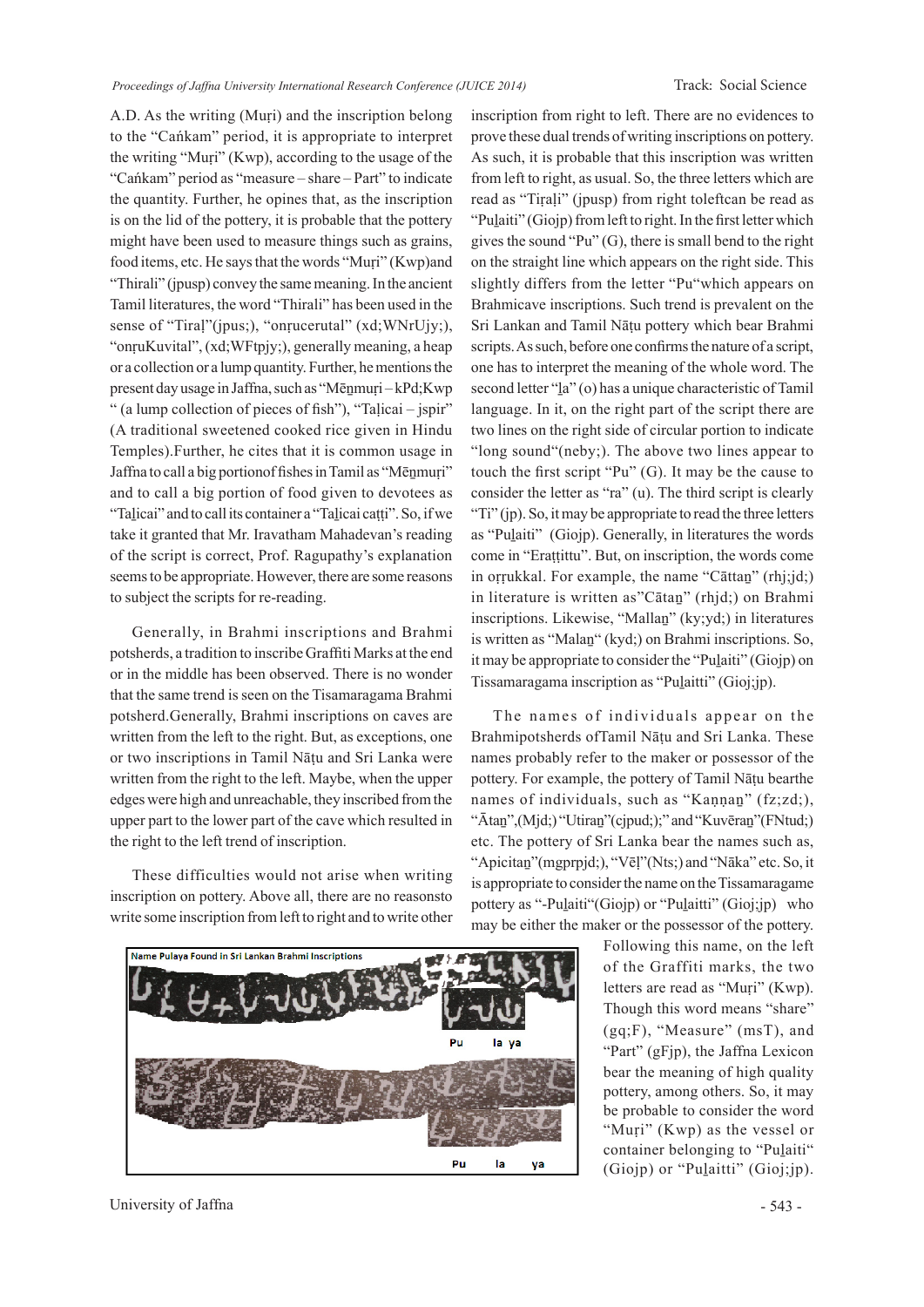A.D. As the writing (Muṛi) and the inscription belong to the "Caṅkam" period, it is appropriate to interpret the writing "Muṛi" (Kwp), according to the usage of the "Caṅkam" period as "measure – share – Part" to indicate the quantity. Further, he opines that, as the inscription is on the lid of the pottery, it is probable that the pottery might have been used to measure things such as grains, food items, etc. He says that the words "Muṛi" (Kwp)and "Thirali" (jpusp) convey the same meaning. In the ancient Tamil literatures, the word "Thirali" has been used in the sense of "Tiraḷ"(jpus;), "onṛucerutal" (xd;WNrUjy;), "onṛuKuvital", (xd;WFtpjy;), generally meaning, a heap or a collection or a lump quantity. Further, he mentions the present day usage in Jaffna, such as "Mēṉmuṛi – kPd;Kwp " (a lump collection of pieces of fish"), "Taḻicai – jspir" (A traditional sweetened cooked rice given in Hindu Temples).Further, he cites that it is common usage in Jaffna to call a big portionof fishes in Tamil as "Mēṉmuṛi" and to call a big portion of food given to devotees as "Taḻicai" and to call its container a "Taḻicai caṭṭi". So, if we take it granted that Mr. Iravatham Mahadevan's reading of the script is correct, Prof. Ragupathy's explanation seems to be appropriate. However, there are some reasons to subject the scripts for re-reading.

Generally, in Brahmi inscriptions and Brahmi potsherds, a tradition to inscribe Graffiti Marks at the end or in the middle has been observed. There is no wonder that the same trend is seen on the Tisamaragama Brahmi potsherd.Generally, Brahmi inscriptions on caves are written from the left to the right. But, as exceptions, one or two inscriptions in Tamil Nāṭu and Sri Lanka were written from the right to the left. Maybe, when the upper edges were high and unreachable, they inscribed from the upper part to the lower part of the cave which resulted in the right to the left trend of inscription.

These difficulties would not arise when writing inscription on pottery. Above all, there are no reasonsto write some inscription from left to right and to write other inscription from right to left. There are no evidences to prove these dual trends of writing inscriptions on pottery. As such, it is probable that this inscription was written from left to right, as usual. So, the three letters which are read as "Tiṛaḷi" (jpusp) from right toleftcan be read as "Puḻaiti" (Giojp) from left to right. In the first letter which gives the sound "Pu" (G), there is small bend to the right on the straight line which appears on the right side. This slightly differs from the letter "Pu"which appears on Brahmicave inscriptions. Such trend is prevalent on the Sri Lankan and Tamil Nāṭu pottery which bear Brahmi scripts. As such, before one confirms the nature of a script, one has to interpret the meaning of the whole word. The second letter "ḻa" (o) has a unique characteristic of Tamil language. In it, on the right part of the script there are two lines on the right side of circular portion to indicate "long sound"(neby;). The above two lines appear to touch the first script "Pu" (G). It may be the cause to consider the letter as "ra" (u). The third script is clearly "Ti" (jp). So, it may be appropriate to read the three letters as "Puḻaiti" (Giojp). Generally, in literatures the words come in "Eraṭṭittu". But, on inscription, the words come in oṛṛukkal. For example, the name "Cāttaṉ" (rhj;jd;) in literature is written as"Cātaṉ" (rhjd;) on Brahmi inscriptions. Likewise, "Mallaṉ" (ky;yd;) in literatures is written as "Malaṉ" (kyd;) on Brahmi inscriptions. So, it may be appropriate to consider the "Puḻaiti" (Giojp) on Tissamaragama inscription as "Puḻaitti" (Gioj;jp).

The names of individuals appear on the Brahmipotsherds ofTamil Nāṭu and Sri Lanka. These names probably refer to the maker or possessor of the pottery. For example, the pottery of Tamil Nāṭu bearthe names of individuals, such as "Kaṇṇaṉ" (fz;zd;), "Ātaṉ",(Mjd;) "Utiraṉ"(cjpud;);" and "Kuvēraṉ"(FNtud;) etc. The pottery of Sri Lanka bear the names such as, "Apicitaṉ"(mgprpjd;), "Vēḷ"(Nts;) and "Nāka" etc. So, it is appropriate to consider the name on the Tissamaragame pottery as "-Puḻaiti"(Giojp) or "Puḻaitti" (Gioj;jp) who may be either the maker or the possessor of the pottery. Following this name, on the left of the Graffiti marks, the two letters are read as "Muṛi" (Kwp). Though this word means "share" (gq;F), "Measure" (msT), and "Part" (gFjp), the Jaffna Lexicon bear the meaning of high quality pottery, among others. So, it may be probable to consider the word "Muṛi" (Kwp) as the vessel or container belonging to "Puḻaiti" (Giojp) or "Puḻaitti" (Gioj;jp).

Name Pulaya Found in Sri Lankan Brahmi Inscriptions

Pu la ya

Pu la ya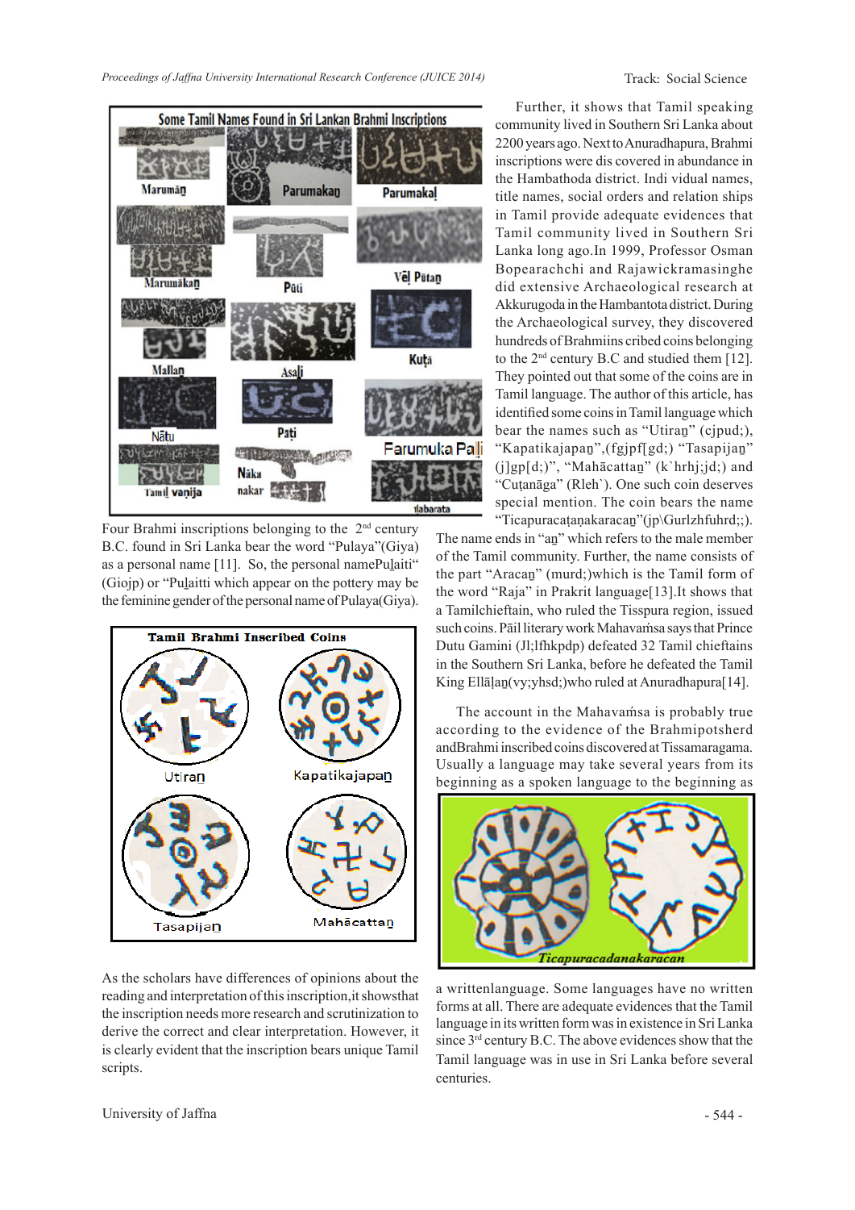Further, it shows that Tamil speaking community lived in Southern Sri Lanka about 2200 years ago. Next to Anuradhapura, Brahmi inscriptions were dis covered in abundance in the Hambathoda district. Indi vidual names, title names, social orders and relation ships in Tamil provide adequate evidences that Tamil community lived in Southern Sri Lanka long ago.In 1999, Professor Osman Bopearachchi and Rajawickramasinghe did extensive Archaeological research at Akkurugoda in the Hambantota district. During the Archaeological survey, they discovered hundreds of Brahmiins cribed coins belonging to the 2[nd] century B.C and studied them [12]. They pointed out that some of the coins are in Tamil language. The author of this article, has identified some coins in Tamil language which bear the names such as "Utiraṉ" (cjpud;), "Kapatikajapaṉ",(fgjpf[gd;) "Tasapijaṉ" (j]gp[d;)", "Mahācattaṉ" (k`hrhj;jd;) and "Cuṭanāga" (Rleh`). One such coin deserves special mention. The coin bears the name "Ticapuracaṭaṇakaracaṉ"(jp\Gurlzhfurd;;).

Four Brahmi inscriptions belonging to the 2[nd] century B.C. found in Sri Lanka bear the word "Pulaya"(Giya) as a personal name [11]. So, the personal namePuḻaiti" (Giojp) or "Puḻaitti which appear on the pottery may be the feminine gender of the personal name of Pulaya(Giya).

The name ends in "aṉ" which refers to the male member of the Tamil community. Further, the name consists of the part "Aracaṉ" (murd;)which is the Tamil form of the word "Raja" in Prakrit language[13].It shows that a Tamilchieftain, who ruled the Tisspura region, issued such coins. Pāil literary work Mahavaṁsa says that Prince Dutu Gamini (Jl;lfhkpdp) defeated 32 Tamil chieftains in the Southern Sri Lanka, before he defeated the Tamil King Ellāḷaṉ(vy;yhsd;)who ruled at Anuradhapura[14].

The account in the Mahavaṁsa is probably true according to the evidence of the Brahmipotsherd andBrahmi inscribed coins discovered at Tissamaragama. Usually a language may take several years from its beginning as a spoken language to the beginning as a writtenlanguage. Some languages have no written forms at all. There are adequate evidences that the Tamil language in its written form was in existence in Sri Lanka since 3[rd] century B.C. The above evidences show that the Tamil language was in use in Sri Lanka before several centuries.

As the scholars have differences of opinions about the reading and interpretation of this inscription,it showsthat the inscription needs more research and scrutinization to derive the correct and clear interpretation. However, it is clearly evident that the inscription bears unique Tamil scripts.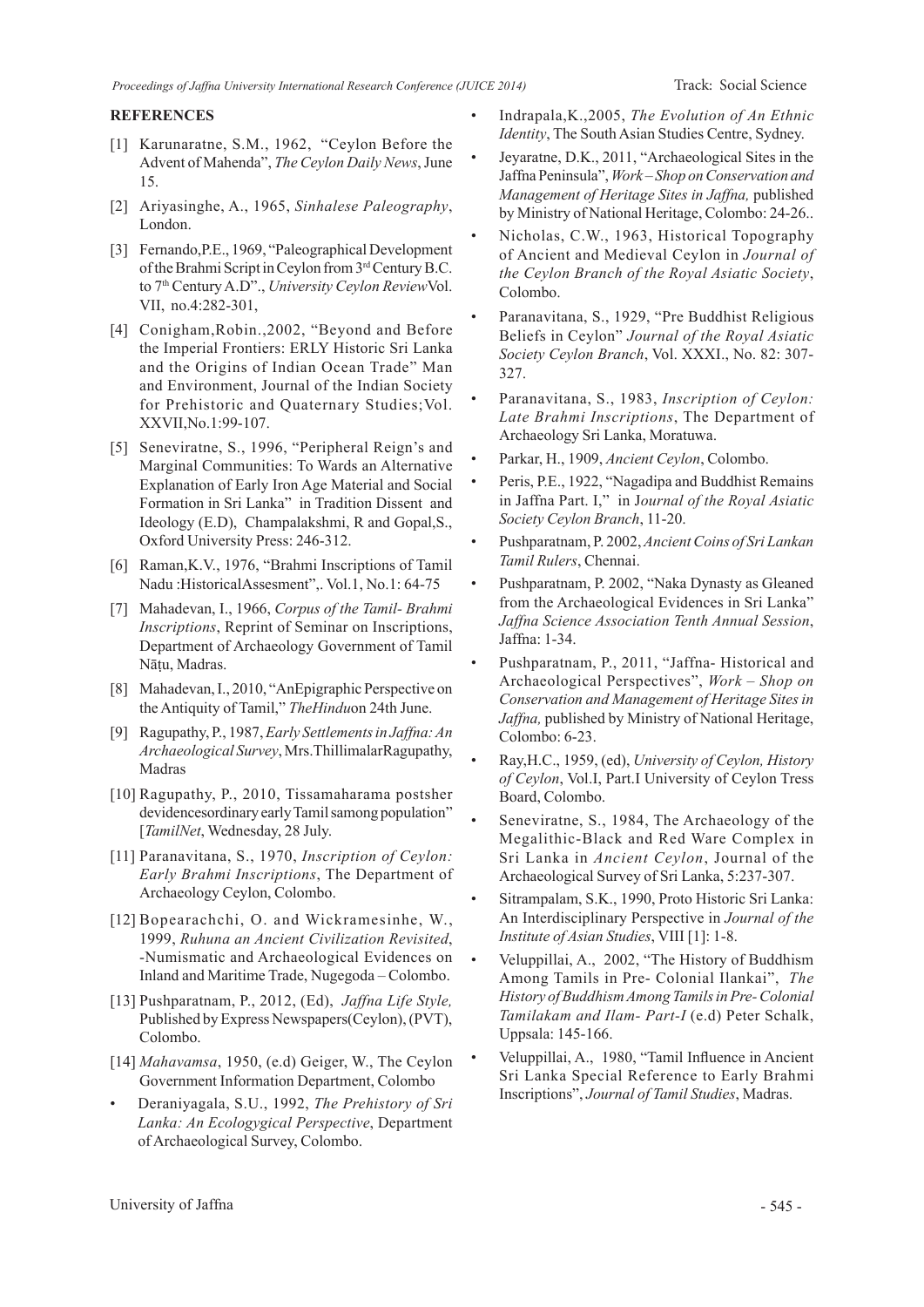## REFERENCES

[1] Karunaratne, S.M., 1962, "Ceylon Before the Advent of Mahenda", *The Ceylon Daily News*, June 15.

[2] Ariyasinghe, A., 1965, *Sinhalese Paleography*, London.

[3] Fernando,P.E., 1969, "Paleographical Development of the Brahmi Script in Ceylon from 3rd Century B.C. to 7th Century A.D"., *University Ceylon Review* Vol. VII, no.4:282-301,

[4] Conigham,Robin.,2002, "Beyond and Before the Imperial Frontiers: ERLY Historic Sri Lanka and the Origins of Indian Ocean Trade" Man and Environment, Journal of the Indian Society for Prehistoric and Quaternary Studies;Vol. XXVII,No.1:99-107.

[5] Seneviratne, S., 1996, "Peripheral Reign's and Marginal Communities: To Wards an Alternative Explanation of Early Iron Age Material and Social Formation in Sri Lanka" in Tradition Dissent and Ideology (E.D), Champalakshmi, R and Gopal,S., Oxford University Press: 246-312.

[6] Raman,K.V., 1976, "Brahmi Inscriptions of Tamil Nadu :HistoricalAssesment",. Vol.1, No.1: 64-75

[7] Mahadevan, I., 1966, *Corpus of the Tamil- Brahmi Inscriptions*, Reprint of Seminar on Inscriptions, Department of Archaeology Government of Tamil Nāṭu, Madras.

[8] Mahadevan, I., 2010, "AnEpigraphic Perspective on the Antiquity of Tamil," *TheHindu*on 24th June.

[9] Ragupathy, P., 1987, *Early Settlements in Jaffna: An Archaeological Survey*, Mrs.ThillimalarRagupathy, Madras

[10] Ragupathy, P., 2010, Tissamaharama postsher devidencesordinary early Tamil samong population" [*TamilNet*, Wednesday, 28 July.

[11] Paranavitana, S., 1970, *Inscription of Ceylon: Early Brahmi Inscriptions*, The Department of Archaeology Ceylon, Colombo.

[12] Bopearachchi, O. and Wickramesinhe, W., 1999, *Ruhuna an Ancient Civilization Revisited*, -Numismatic and Archaeological Evidences on Inland and Maritime Trade, Nugegoda – Colombo.

[13] Pushparatnam, P., 2012, (Ed), *Jaffna Life Style,* Published by Express Newspapers(Ceylon), (PVT), Colombo.

[14] *Mahavamsa*, 1950, (e.d) Geiger, W., The Ceylon Government Information Department, Colombo

- Deraniyagala, S.U., 1992, *The Prehistory of Sri Lanka: An Ecologygical Perspective*, Department of Archaeological Survey, Colombo.
- Indrapala,K.,2005, *The Evolution of An Ethnic Identity*, The South Asian Studies Centre, Sydney.
- Jeyaratne, D.K., 2011, "Archaeological Sites in the Jaffna Peninsula", *Work – Shop on Conservation and Management of Heritage Sites in Jaffna,* published by Ministry of National Heritage, Colombo: 24-26..
- Nicholas, C.W., 1963, Historical Topography of Ancient and Medieval Ceylon in *Journal of the Ceylon Branch of the Royal Asiatic Society*, Colombo.
- Paranavitana, S., 1929, "Pre Buddhist Religious Beliefs in Ceylon" *Journal of the Royal Asiatic Society Ceylon Branch*, Vol. XXXI., No. 82: 307-327.
- Paranavitana, S., 1983, *Inscription of Ceylon: Late Brahmi Inscriptions*, The Department of Archaeology Sri Lanka, Moratuwa.
- Parkar, H., 1909, *Ancient Ceylon*, Colombo.
- Peris, P.E., 1922, "Nagadipa and Buddhist Remains in Jaffna Part. I," in J*ournal of the Royal Asiatic Society Ceylon Branch*, 11-20.
- Pushparatnam, P. 2002, *Ancient Coins of Sri Lankan Tamil Rulers*, Chennai.
- Pushparatnam, P. 2002, "Naka Dynasty as Gleaned from the Archaeological Evidences in Sri Lanka" *Jaffna Science Association Tenth Annual Session*, Jaffna: 1-34.
- Pushparatnam, P., 2011, "Jaffna- Historical and Archaeological Perspectives", *Work – Shop on Conservation and Management of Heritage Sites in Jaffna,* published by Ministry of National Heritage, Colombo: 6-23.
- Ray,H.C., 1959, (ed), *University of Ceylon, History of Ceylon*, Vol.I, Part.I University of Ceylon Tress Board, Colombo.
- Seneviratne, S., 1984, The Archaeology of the Megalithic-Black and Red Ware Complex in Sri Lanka in *Ancient Ceylon*, Journal of the Archaeological Survey of Sri Lanka, 5:237-307.
- Sitrampalam, S.K., 1990, Proto Historic Sri Lanka: An Interdisciplinary Perspective in *Journal of the Institute of Asian Studies*, VIII [1]: 1-8.
- Veluppillai, A., 2002, "The History of Buddhism Among Tamils in Pre- Colonial Ilankai", *The History of Buddhism Among Tamils in Pre- Colonial Tamilakam and Ilam- Part-I* (e.d) Peter Schalk, Uppsala: 145-166.
- Veluppillai, A., 1980, "Tamil Influence in Ancient Sri Lanka Special Reference to Early Brahmi Inscriptions", *Journal of Tamil Studies*, Madras.